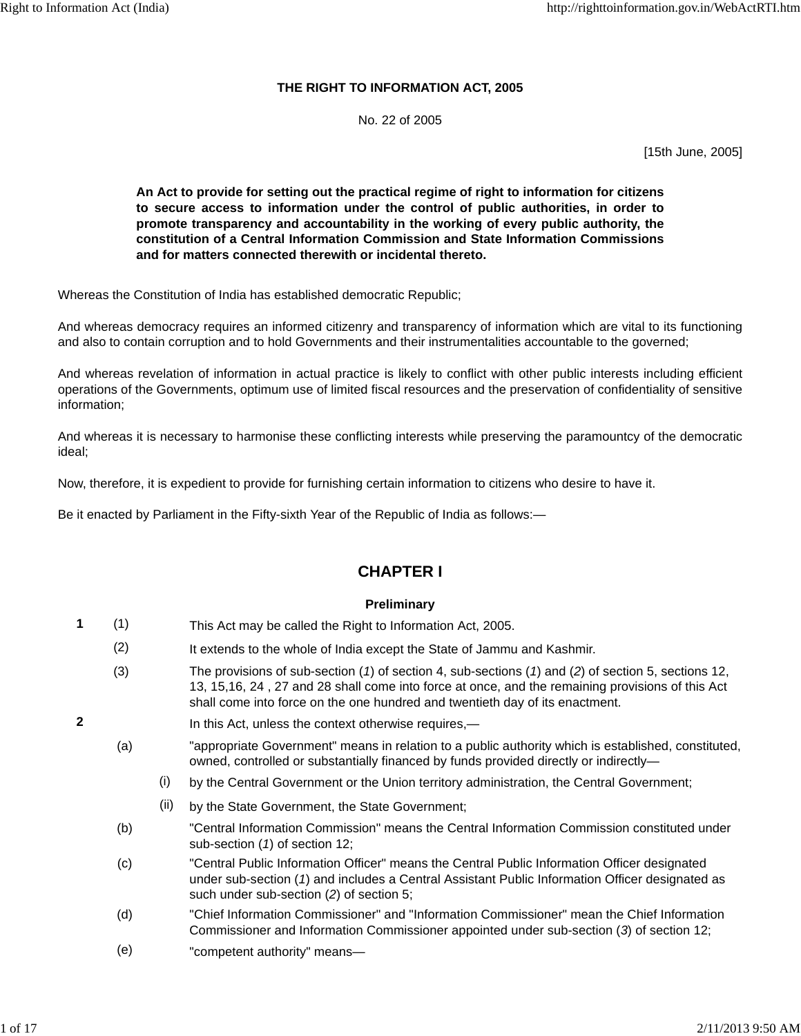# THE RIGHT TO INFORMATION ACT, 2005

No. 22 of 2005

[15th June, 2005]

**An Act to provide for setting out the practical regime of right to information for citizens to secure access to information under the control of public authorities, in order to promote transparency and accountability in the working of every public authority, the constitution of a Central Information Commission and State Information Commissions and for matters connected therewith or incidental thereto.**

Whereas the Constitution of India has established democratic Republic;

And whereas democracy requires an informed citizenry and transparency of information which are vital to its functioning and also to contain corruption and to hold Governments and their instrumentalities accountable to the governed;

And whereas revelation of information in actual practice is likely to conflict with other public interests including efficient operations of the Governments, optimum use of limited fiscal resources and the preservation of confidentiality of sensitive information;

And whereas it is necessary to harmonise these conflicting interests while preserving the paramountcy of the democratic ideal;

Now, therefore, it is expedient to provide for furnishing certain information to citizens who desire to have it.

Be it enacted by Parliament in the Fifty-sixth Year of the Republic of India as follows:—

## CHAPTER I

### Preliminary

**1** (1) This Act may be called the Right to Information Act, 2005.

(2) It extends to the whole of India except the State of Jammu and Kashmir.

(3) The provisions of sub-section (*1*) of section 4, sub-sections (*1*) and (*2*) of section 5, sections 12, 13, 15,16, 24 , 27 and 28 shall come into force at once, and the remaining provisions of this Act shall come into force on the one hundred and twentieth day of its enactment.

**2** In this Act, unless the context otherwise requires,—

(a) "appropriate Government" means in relation to a public authority which is established, constituted, owned, controlled or substantially financed by funds provided directly or indirectly—

(i) by the Central Government or the Union territory administration, the Central Government;

(ii) by the State Government, the State Government;

(b) "Central Information Commission" means the Central Information Commission constituted under sub-section (*1*) of section 12;

(c) "Central Public Information Officer" means the Central Public Information Officer designated under sub-section (*1*) and includes a Central Assistant Public Information Officer designated as such under sub-section (*2*) of section 5;

(d) "Chief Information Commissioner" and "Information Commissioner" mean the Chief Information Commissioner and Information Commissioner appointed under sub-section (*3*) of section 12;

(e) "competent authority" means—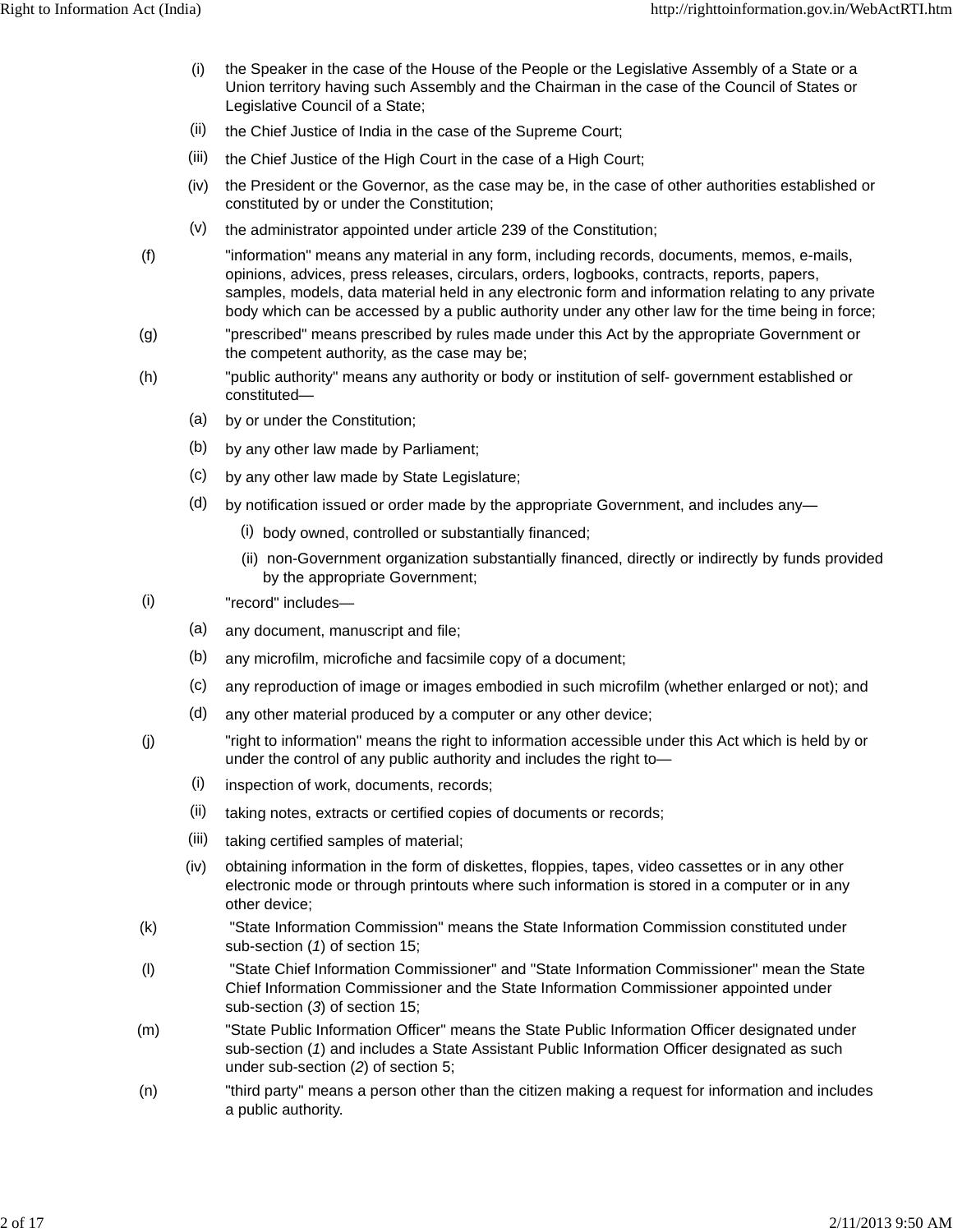(i) the Speaker in the case of the House of the People or the Legislative Assembly of a State or a Union territory having such Assembly and the Chairman in the case of the Council of States or Legislative Council of a State;

(ii) the Chief Justice of India in the case of the Supreme Court;

(iii) the Chief Justice of the High Court in the case of a High Court;

(iv) the President or the Governor, as the case may be, in the case of other authorities established or constituted by or under the Constitution;

(v) the administrator appointed under article 239 of the Constitution;

(f) "information" means any material in any form, including records, documents, memos, e-mails, opinions, advices, press releases, circulars, orders, logbooks, contracts, reports, papers, samples, models, data material held in any electronic form and information relating to any private body which can be accessed by a public authority under any other law for the time being in force;

(g) "prescribed" means prescribed by rules made under this Act by the appropriate Government or the competent authority, as the case may be;

(h) "public authority" means any authority or body or institution of self- government established or constituted—

(a) by or under the Constitution;

(b) by any other law made by Parliament;

(c) by any other law made by State Legislature;

(d) by notification issued or order made by the appropriate Government, and includes any—

(i) body owned, controlled or substantially financed;

(ii) non-Government organization substantially financed, directly or indirectly by funds provided by the appropriate Government;

(i) "record" includes—

(a) any document, manuscript and file;

(b) any microfilm, microfiche and facsimile copy of a document;

(c) any reproduction of image or images embodied in such microfilm (whether enlarged or not); and

(d) any other material produced by a computer or any other device;

(j) "right to information" means the right to information accessible under this Act which is held by or under the control of any public authority and includes the right to—

(i) inspection of work, documents, records;

(ii) taking notes, extracts or certified copies of documents or records;

(iii) taking certified samples of material;

(iv) obtaining information in the form of diskettes, floppies, tapes, video cassettes or in any other electronic mode or through printouts where such information is stored in a computer or in any other device;

(k) "State Information Commission" means the State Information Commission constituted under sub-section (*1*) of section 15;

(l) "State Chief Information Commissioner" and "State Information Commissioner" mean the State Chief Information Commissioner and the State Information Commissioner appointed under sub-section (*3*) of section 15;

(m) "State Public Information Officer" means the State Public Information Officer designated under sub-section (*1*) and includes a State Assistant Public Information Officer designated as such under sub-section (*2*) of section 5;

(n) "third party" means a person other than the citizen making a request for information and includes a public authority.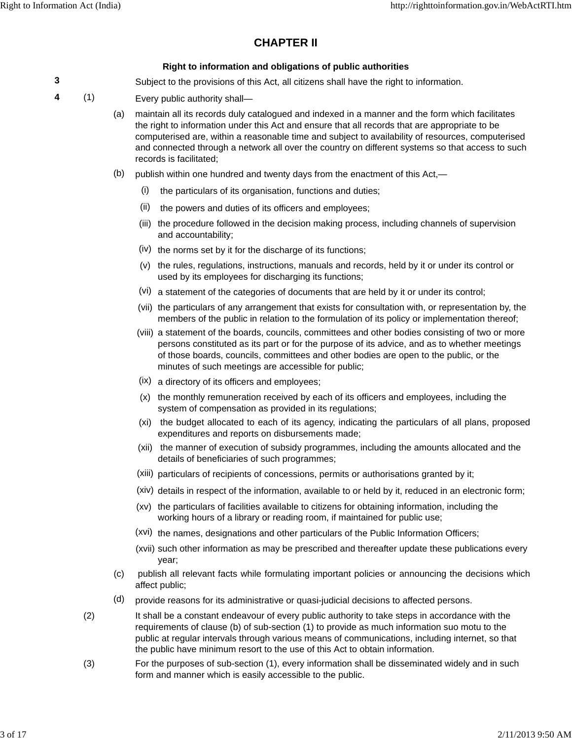# CHAPTER II

## Right to information and obligations of public authorities

**3** Subject to the provisions of this Act, all citizens shall have the right to information.

**4** (1) Every public authority shall—

(a) maintain all its records duly catalogued and indexed in a manner and the form which facilitates the right to information under this Act and ensure that all records that are appropriate to be computerised are, within a reasonable time and subject to availability of resources, computerised and connected through a network all over the country on different systems so that access to such records is facilitated;

(b) publish within one hundred and twenty days from the enactment of this Act,—

(i) the particulars of its organisation, functions and duties;

(ii) the powers and duties of its officers and employees;

(iii) the procedure followed in the decision making process, including channels of supervision and accountability;

(iv) the norms set by it for the discharge of its functions;

(v) the rules, regulations, instructions, manuals and records, held by it or under its control or used by its employees for discharging its functions;

(vi) a statement of the categories of documents that are held by it or under its control;

(vii) the particulars of any arrangement that exists for consultation with, or representation by, the members of the public in relation to the formulation of its policy or implementation thereof;

(viii) a statement of the boards, councils, committees and other bodies consisting of two or more persons constituted as its part or for the purpose of its advice, and as to whether meetings of those boards, councils, committees and other bodies are open to the public, or the minutes of such meetings are accessible for public;

(ix) a directory of its officers and employees;

(x) the monthly remuneration received by each of its officers and employees, including the system of compensation as provided in its regulations;

(xi) the budget allocated to each of its agency, indicating the particulars of all plans, proposed expenditures and reports on disbursements made;

(xii) the manner of execution of subsidy programmes, including the amounts allocated and the details of beneficiaries of such programmes;

(xiii) particulars of recipients of concessions, permits or authorisations granted by it;

(xiv) details in respect of the information, available to or held by it, reduced in an electronic form;

(xv) the particulars of facilities available to citizens for obtaining information, including the working hours of a library or reading room, if maintained for public use;

(xvi) the names, designations and other particulars of the Public Information Officers;

(xvii) such other information as may be prescribed and thereafter update these publications every year;

(c) publish all relevant facts while formulating important policies or announcing the decisions which affect public;

(d) provide reasons for its administrative or quasi-judicial decisions to affected persons.

(2) It shall be a constant endeavour of every public authority to take steps in accordance with the requirements of clause (b) of sub-section (1) to provide as much information suo motu to the public at regular intervals through various means of communications, including internet, so that the public have minimum resort to the use of this Act to obtain information.

(3) For the purposes of sub-section (1), every information shall be disseminated widely and in such form and manner which is easily accessible to the public.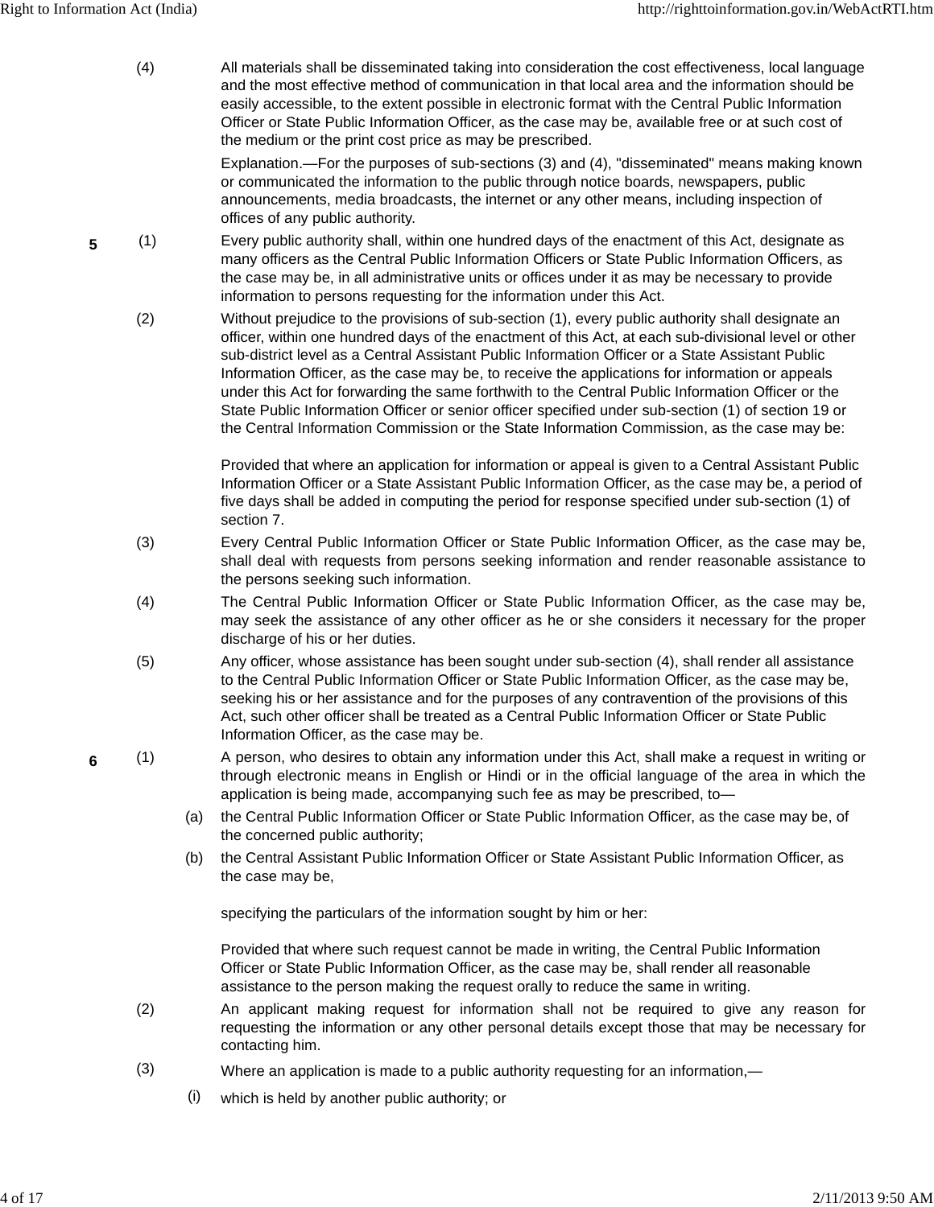(4) All materials shall be disseminated taking into consideration the cost effectiveness, local language and the most effective method of communication in that local area and the information should be easily accessible, to the extent possible in electronic format with the Central Public Information Officer or State Public Information Officer, as the case may be, available free or at such cost of the medium or the print cost price as may be prescribed.

Explanation.—For the purposes of sub-sections (3) and (4), "disseminated" means making known or communicated the information to the public through notice boards, newspapers, public announcements, media broadcasts, the internet or any other means, including inspection of offices of any public authority.

**5** (1) Every public authority shall, within one hundred days of the enactment of this Act, designate as many officers as the Central Public Information Officers or State Public Information Officers, as the case may be, in all administrative units or offices under it as may be necessary to provide information to persons requesting for the information under this Act.

(2) Without prejudice to the provisions of sub-section (1), every public authority shall designate an officer, within one hundred days of the enactment of this Act, at each sub-divisional level or other sub-district level as a Central Assistant Public Information Officer or a State Assistant Public Information Officer, as the case may be, to receive the applications for information or appeals under this Act for forwarding the same forthwith to the Central Public Information Officer or the State Public Information Officer or senior officer specified under sub-section (1) of section 19 or the Central Information Commission or the State Information Commission, as the case may be:

Provided that where an application for information or appeal is given to a Central Assistant Public Information Officer or a State Assistant Public Information Officer, as the case may be, a period of five days shall be added in computing the period for response specified under sub-section (1) of section 7.

(3) Every Central Public Information Officer or State Public Information Officer, as the case may be, shall deal with requests from persons seeking information and render reasonable assistance to the persons seeking such information.

(4) The Central Public Information Officer or State Public Information Officer, as the case may be, may seek the assistance of any other officer as he or she considers it necessary for the proper discharge of his or her duties.

(5) Any officer, whose assistance has been sought under sub-section (4), shall render all assistance to the Central Public Information Officer or State Public Information Officer, as the case may be, seeking his or her assistance and for the purposes of any contravention of the provisions of this Act, such other officer shall be treated as a Central Public Information Officer or State Public Information Officer, as the case may be.

**6** (1) A person, who desires to obtain any information under this Act, shall make a request in writing or through electronic means in English or Hindi or in the official language of the area in which the application is being made, accompanying such fee as may be prescribed, to—

(a) the Central Public Information Officer or State Public Information Officer, as the case may be, of the concerned public authority;

(b) the Central Assistant Public Information Officer or State Assistant Public Information Officer, as the case may be,

specifying the particulars of the information sought by him or her:

Provided that where such request cannot be made in writing, the Central Public Information Officer or State Public Information Officer, as the case may be, shall render all reasonable assistance to the person making the request orally to reduce the same in writing.

(2) An applicant making request for information shall not be required to give any reason for requesting the information or any other personal details except those that may be necessary for contacting him.

(3) Where an application is made to a public authority requesting for an information,—

(i) which is held by another public authority; or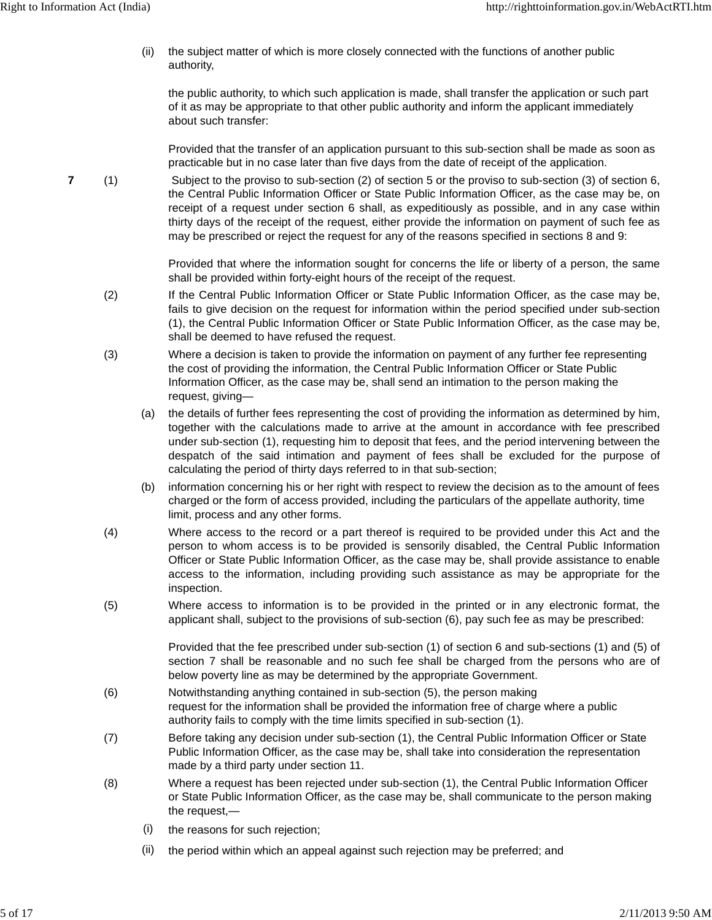(ii) the subject matter of which is more closely connected with the functions of another public authority,

the public authority, to which such application is made, shall transfer the application or such part of it as may be appropriate to that other public authority and inform the applicant immediately about such transfer:

Provided that the transfer of an application pursuant to this sub-section shall be made as soon as practicable but in no case later than five days from the date of receipt of the application.

**7** (1) Subject to the proviso to sub-section (2) of section 5 or the proviso to sub-section (3) of section 6, the Central Public Information Officer or State Public Information Officer, as the case may be, on receipt of a request under section 6 shall, as expeditiously as possible, and in any case within thirty days of the receipt of the request, either provide the information on payment of such fee as may be prescribed or reject the request for any of the reasons specified in sections 8 and 9:

Provided that where the information sought for concerns the life or liberty of a person, the same shall be provided within forty-eight hours of the receipt of the request.

(2) If the Central Public Information Officer or State Public Information Officer, as the case may be, fails to give decision on the request for information within the period specified under sub-section (1), the Central Public Information Officer or State Public Information Officer, as the case may be, shall be deemed to have refused the request.

(3) Where a decision is taken to provide the information on payment of any further fee representing the cost of providing the information, the Central Public Information Officer or State Public Information Officer, as the case may be, shall send an intimation to the person making the request, giving—

(a) the details of further fees representing the cost of providing the information as determined by him, together with the calculations made to arrive at the amount in accordance with fee prescribed under sub-section (1), requesting him to deposit that fees, and the period intervening between the despatch of the said intimation and payment of fees shall be excluded for the purpose of calculating the period of thirty days referred to in that sub-section;

(b) information concerning his or her right with respect to review the decision as to the amount of fees charged or the form of access provided, including the particulars of the appellate authority, time limit, process and any other forms.

(4) Where access to the record or a part thereof is required to be provided under this Act and the person to whom access is to be provided is sensorily disabled, the Central Public Information Officer or State Public Information Officer, as the case may be, shall provide assistance to enable access to the information, including providing such assistance as may be appropriate for the inspection.

(5) Where access to information is to be provided in the printed or in any electronic format, the applicant shall, subject to the provisions of sub-section (6), pay such fee as may be prescribed:

Provided that the fee prescribed under sub-section (1) of section 6 and sub-sections (1) and (5) of section 7 shall be reasonable and no such fee shall be charged from the persons who are of below poverty line as may be determined by the appropriate Government.

(6) Notwithstanding anything contained in sub-section (5), the person making request for the information shall be provided the information free of charge where a public authority fails to comply with the time limits specified in sub-section (1).

(7) Before taking any decision under sub-section (1), the Central Public Information Officer or State Public Information Officer, as the case may be, shall take into consideration the representation made by a third party under section 11.

(8) Where a request has been rejected under sub-section (1), the Central Public Information Officer or State Public Information Officer, as the case may be, shall communicate to the person making the request,—

(i) the reasons for such rejection;

(ii) the period within which an appeal against such rejection may be preferred; and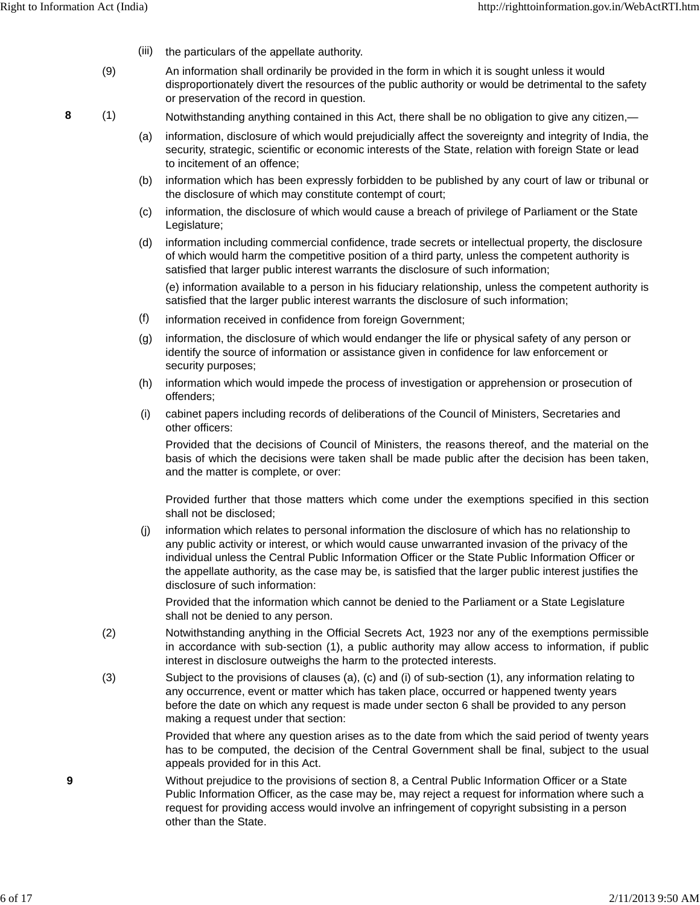(iii) the particulars of the appellate authority.

(9) An information shall ordinarily be provided in the form in which it is sought unless it would disproportionately divert the resources of the public authority or would be detrimental to the safety or preservation of the record in question.

**8** (1) Notwithstanding anything contained in this Act, there shall be no obligation to give any citizen,—

(a) information, disclosure of which would prejudicially affect the sovereignty and integrity of India, the security, strategic, scientific or economic interests of the State, relation with foreign State or lead to incitement of an offence;

(b) information which has been expressly forbidden to be published by any court of law or tribunal or the disclosure of which may constitute contempt of court;

(c) information, the disclosure of which would cause a breach of privilege of Parliament or the State Legislature;

(d) information including commercial confidence, trade secrets or intellectual property, the disclosure of which would harm the competitive position of a third party, unless the competent authority is satisfied that larger public interest warrants the disclosure of such information;

(e) information available to a person in his fiduciary relationship, unless the competent authority is satisfied that the larger public interest warrants the disclosure of such information;

(f) information received in confidence from foreign Government;

(g) information, the disclosure of which would endanger the life or physical safety of any person or identify the source of information or assistance given in confidence for law enforcement or security purposes;

(h) information which would impede the process of investigation or apprehension or prosecution of offenders;

(i) cabinet papers including records of deliberations of the Council of Ministers, Secretaries and other officers:

Provided that the decisions of Council of Ministers, the reasons thereof, and the material on the basis of which the decisions were taken shall be made public after the decision has been taken, and the matter is complete, or over:

Provided further that those matters which come under the exemptions specified in this section shall not be disclosed;

(j) information which relates to personal information the disclosure of which has no relationship to any public activity or interest, or which would cause unwarranted invasion of the privacy of the individual unless the Central Public Information Officer or the State Public Information Officer or the appellate authority, as the case may be, is satisfied that the larger public interest justifies the disclosure of such information:

Provided that the information which cannot be denied to the Parliament or a State Legislature shall not be denied to any person.

(2) Notwithstanding anything in the Official Secrets Act, 1923 nor any of the exemptions permissible in accordance with sub-section (1), a public authority may allow access to information, if public interest in disclosure outweighs the harm to the protected interests.

(3) Subject to the provisions of clauses (a), (c) and (i) of sub-section (1), any information relating to any occurrence, event or matter which has taken place, occurred or happened twenty years before the date on which any request is made under secton 6 shall be provided to any person making a request under that section:

Provided that where any question arises as to the date from which the said period of twenty years has to be computed, the decision of the Central Government shall be final, subject to the usual appeals provided for in this Act.

**9** Without prejudice to the provisions of section 8, a Central Public Information Officer or a State Public Information Officer, as the case may be, may reject a request for information where such a request for providing access would involve an infringement of copyright subsisting in a person other than the State.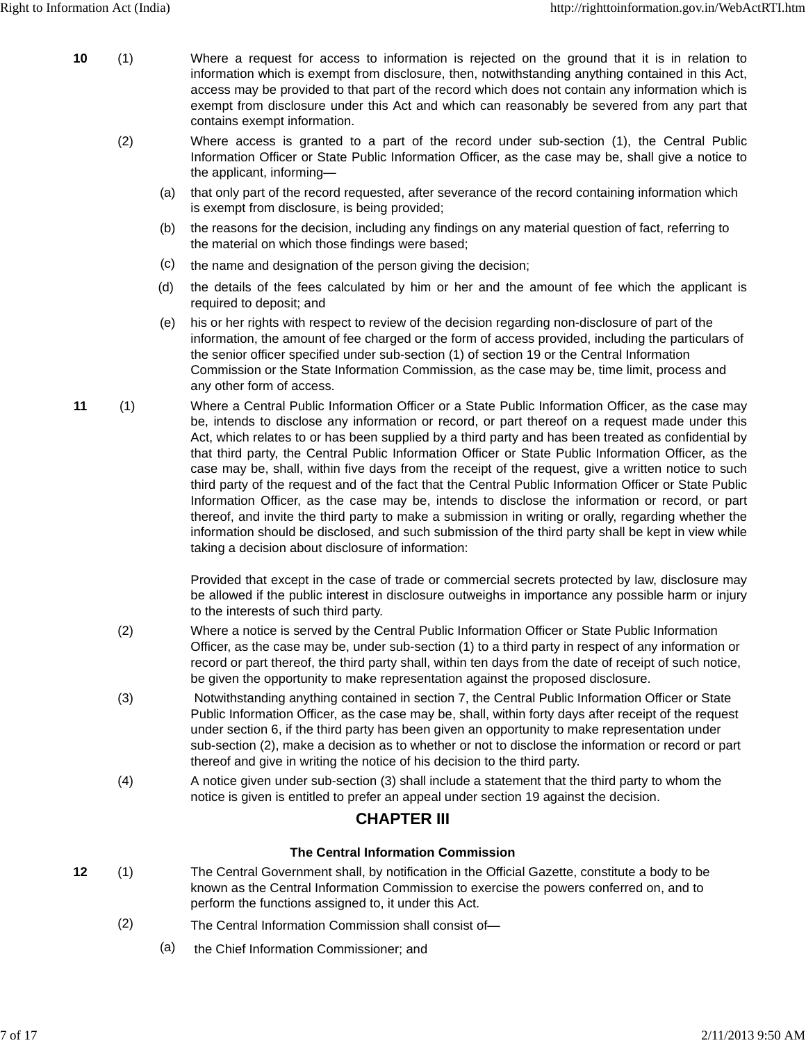**10** (1) Where a request for access to information is rejected on the ground that it is in relation to information which is exempt from disclosure, then, notwithstanding anything contained in this Act, access may be provided to that part of the record which does not contain any information which is exempt from disclosure under this Act and which can reasonably be severed from any part that contains exempt information.

(2) Where access is granted to a part of the record under sub-section (1), the Central Public Information Officer or State Public Information Officer, as the case may be, shall give a notice to the applicant, informing—

(a) that only part of the record requested, after severance of the record containing information which is exempt from disclosure, is being provided;

(b) the reasons for the decision, including any findings on any material question of fact, referring to the material on which those findings were based;

(c) the name and designation of the person giving the decision;

(d) the details of the fees calculated by him or her and the amount of fee which the applicant is required to deposit; and

(e) his or her rights with respect to review of the decision regarding non-disclosure of part of the information, the amount of fee charged or the form of access provided, including the particulars of the senior officer specified under sub-section (1) of section 19 or the Central Information Commission or the State Information Commission, as the case may be, time limit, process and any other form of access.

**11** (1) Where a Central Public Information Officer or a State Public Information Officer, as the case may be, intends to disclose any information or record, or part thereof on a request made under this Act, which relates to or has been supplied by a third party and has been treated as confidential by that third party, the Central Public Information Officer or State Public Information Officer, as the case may be, shall, within five days from the receipt of the request, give a written notice to such third party of the request and of the fact that the Central Public Information Officer or State Public Information Officer, as the case may be, intends to disclose the information or record, or part thereof, and invite the third party to make a submission in writing or orally, regarding whether the information should be disclosed, and such submission of the third party shall be kept in view while taking a decision about disclosure of information:

Provided that except in the case of trade or commercial secrets protected by law, disclosure may be allowed if the public interest in disclosure outweighs in importance any possible harm or injury to the interests of such third party.

(2) Where a notice is served by the Central Public Information Officer or State Public Information Officer, as the case may be, under sub-section (1) to a third party in respect of any information or record or part thereof, the third party shall, within ten days from the date of receipt of such notice, be given the opportunity to make representation against the proposed disclosure.

(3) Notwithstanding anything contained in section 7, the Central Public Information Officer or State Public Information Officer, as the case may be, shall, within forty days after receipt of the request under section 6, if the third party has been given an opportunity to make representation under sub-section (2), make a decision as to whether or not to disclose the information or record or part thereof and give in writing the notice of his decision to the third party.

(4) A notice given under sub-section (3) shall include a statement that the third party to whom the notice is given is entitled to prefer an appeal under section 19 against the decision.

## CHAPTER III

### The Central Information Commission

**12** (1) The Central Government shall, by notification in the Official Gazette, constitute a body to be known as the Central Information Commission to exercise the powers conferred on, and to perform the functions assigned to, it under this Act.

(2) The Central Information Commission shall consist of—

(a) the Chief Information Commissioner; and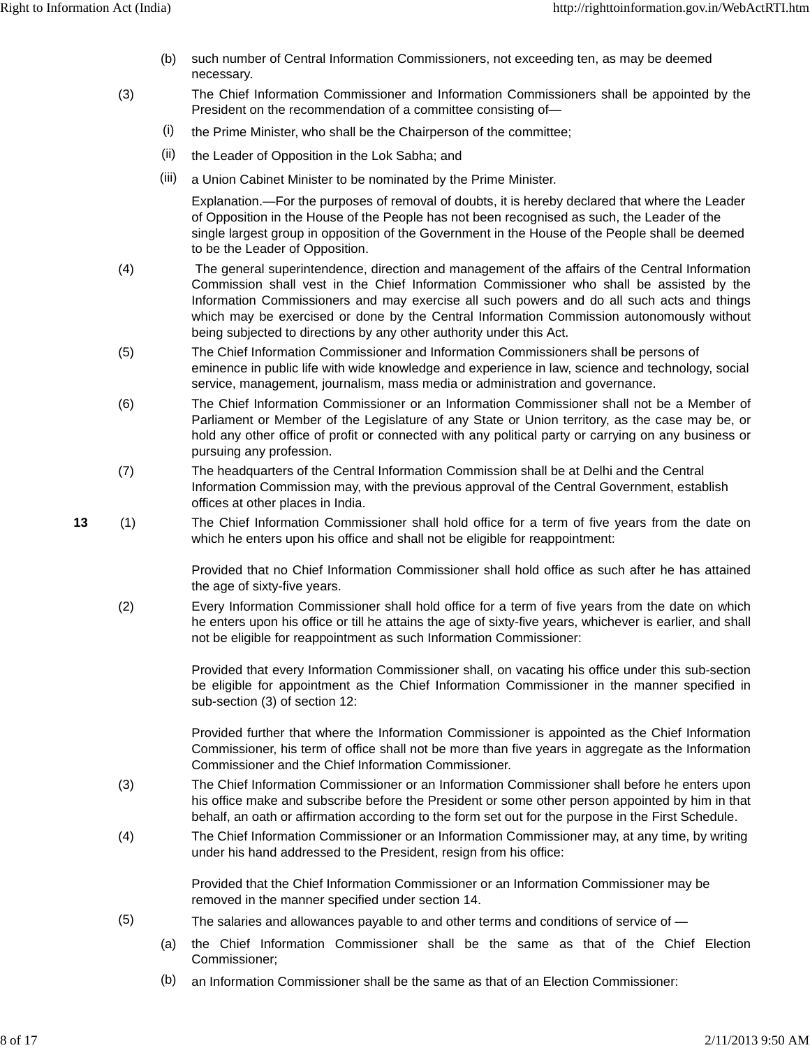(b) such number of Central Information Commissioners, not exceeding ten, as may be deemed necessary.

(3) The Chief Information Commissioner and Information Commissioners shall be appointed by the President on the recommendation of a committee consisting of—

(i) the Prime Minister, who shall be the Chairperson of the committee;

(ii) the Leader of Opposition in the Lok Sabha; and

(iii) a Union Cabinet Minister to be nominated by the Prime Minister.

Explanation.—For the purposes of removal of doubts, it is hereby declared that where the Leader of Opposition in the House of the People has not been recognised as such, the Leader of the single largest group in opposition of the Government in the House of the People shall be deemed to be the Leader of Opposition.

(4) The general superintendence, direction and management of the affairs of the Central Information Commission shall vest in the Chief Information Commissioner who shall be assisted by the Information Commissioners and may exercise all such powers and do all such acts and things which may be exercised or done by the Central Information Commission autonomously without being subjected to directions by any other authority under this Act.

(5) The Chief Information Commissioner and Information Commissioners shall be persons of eminence in public life with wide knowledge and experience in law, science and technology, social service, management, journalism, mass media or administration and governance.

(6) The Chief Information Commissioner or an Information Commissioner shall not be a Member of Parliament or Member of the Legislature of any State or Union territory, as the case may be, or hold any other office of profit or connected with any political party or carrying on any business or pursuing any profession.

(7) The headquarters of the Central Information Commission shall be at Delhi and the Central Information Commission may, with the previous approval of the Central Government, establish offices at other places in India.

**13** (1) The Chief Information Commissioner shall hold office for a term of five years from the date on which he enters upon his office and shall not be eligible for reappointment:

Provided that no Chief Information Commissioner shall hold office as such after he has attained the age of sixty-five years.

(2) Every Information Commissioner shall hold office for a term of five years from the date on which he enters upon his office or till he attains the age of sixty-five years, whichever is earlier, and shall not be eligible for reappointment as such Information Commissioner:

Provided that every Information Commissioner shall, on vacating his office under this sub-section be eligible for appointment as the Chief Information Commissioner in the manner specified in sub-section (3) of section 12:

Provided further that where the Information Commissioner is appointed as the Chief Information Commissioner, his term of office shall not be more than five years in aggregate as the Information Commissioner and the Chief Information Commissioner.

(3) The Chief Information Commissioner or an Information Commissioner shall before he enters upon his office make and subscribe before the President or some other person appointed by him in that behalf, an oath or affirmation according to the form set out for the purpose in the First Schedule.

(4) The Chief Information Commissioner or an Information Commissioner may, at any time, by writing under his hand addressed to the President, resign from his office:

Provided that the Chief Information Commissioner or an Information Commissioner may be removed in the manner specified under section 14.

(5) The salaries and allowances payable to and other terms and conditions of service of —

(a) the Chief Information Commissioner shall be the same as that of the Chief Election Commissioner;

(b) an Information Commissioner shall be the same as that of an Election Commissioner: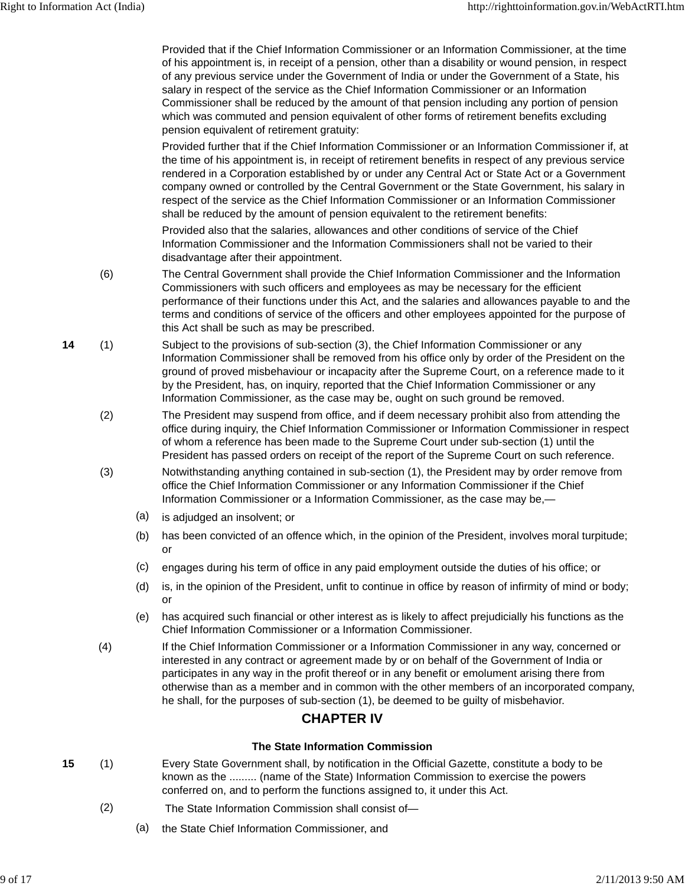Provided that if the Chief Information Commissioner or an Information Commissioner, at the time of his appointment is, in receipt of a pension, other than a disability or wound pension, in respect of any previous service under the Government of India or under the Government of a State, his salary in respect of the service as the Chief Information Commissioner or an Information Commissioner shall be reduced by the amount of that pension including any portion of pension which was commuted and pension equivalent of other forms of retirement benefits excluding pension equivalent of retirement gratuity:

Provided further that if the Chief Information Commissioner or an Information Commissioner if, at the time of his appointment is, in receipt of retirement benefits in respect of any previous service rendered in a Corporation established by or under any Central Act or State Act or a Government company owned or controlled by the Central Government or the State Government, his salary in respect of the service as the Chief Information Commissioner or an Information Commissioner shall be reduced by the amount of pension equivalent to the retirement benefits:

Provided also that the salaries, allowances and other conditions of service of the Chief Information Commissioner and the Information Commissioners shall not be varied to their disadvantage after their appointment.

(6) The Central Government shall provide the Chief Information Commissioner and the Information Commissioners with such officers and employees as may be necessary for the efficient performance of their functions under this Act, and the salaries and allowances payable to and the terms and conditions of service of the officers and other employees appointed for the purpose of this Act shall be such as may be prescribed.

**14** (1) Subject to the provisions of sub-section (3), the Chief Information Commissioner or any Information Commissioner shall be removed from his office only by order of the President on the ground of proved misbehaviour or incapacity after the Supreme Court, on a reference made to it by the President, has, on inquiry, reported that the Chief Information Commissioner or any Information Commissioner, as the case may be, ought on such ground be removed.

(2) The President may suspend from office, and if deem necessary prohibit also from attending the office during inquiry, the Chief Information Commissioner or Information Commissioner in respect of whom a reference has been made to the Supreme Court under sub-section (1) until the President has passed orders on receipt of the report of the Supreme Court on such reference.

(3) Notwithstanding anything contained in sub-section (1), the President may by order remove from office the Chief Information Commissioner or any Information Commissioner if the Chief Information Commissioner or a Information Commissioner, as the case may be,—

(a) is adjudged an insolvent; or

(b) has been convicted of an offence which, in the opinion of the President, involves moral turpitude; or

(c) engages during his term of office in any paid employment outside the duties of his office; or

(d) is, in the opinion of the President, unfit to continue in office by reason of infirmity of mind or body; or

(e) has acquired such financial or other interest as is likely to affect prejudicially his functions as the Chief Information Commissioner or a Information Commissioner.

(4) If the Chief Information Commissioner or a Information Commissioner in any way, concerned or interested in any contract or agreement made by or on behalf of the Government of India or participates in any way in the profit thereof or in any benefit or emolument arising there from otherwise than as a member and in common with the other members of an incorporated company, he shall, for the purposes of sub-section (1), be deemed to be guilty of misbehavior.

## CHAPTER IV

### The State Information Commission

**15** (1) Every State Government shall, by notification in the Official Gazette, constitute a body to be known as the ......... (name of the State) Information Commission to exercise the powers conferred on, and to perform the functions assigned to, it under this Act.

(2) The State Information Commission shall consist of—

(a) the State Chief Information Commissioner, and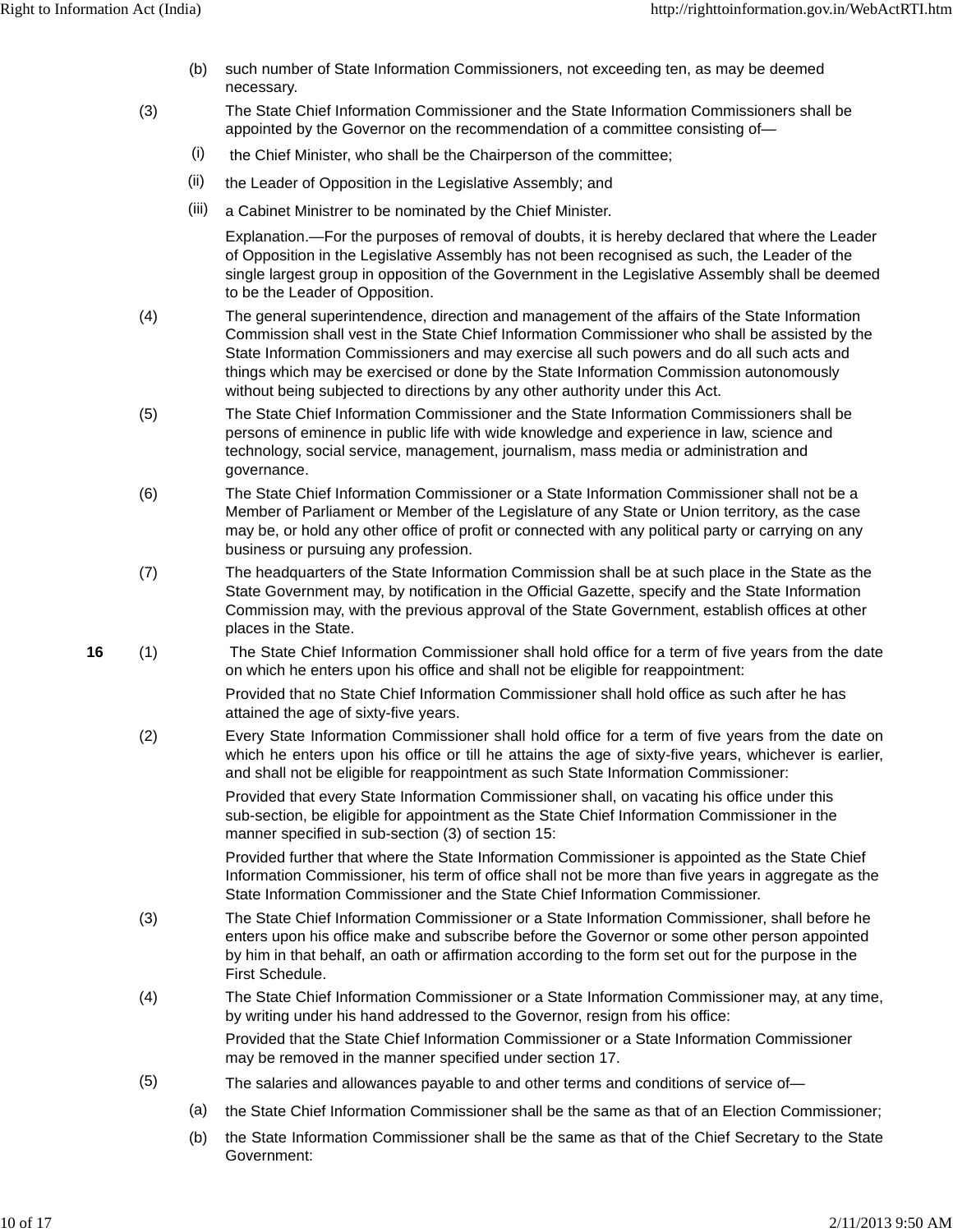(b) such number of State Information Commissioners, not exceeding ten, as may be deemed necessary.

(3) The State Chief Information Commissioner and the State Information Commissioners shall be appointed by the Governor on the recommendation of a committee consisting of—

(i) the Chief Minister, who shall be the Chairperson of the committee;

(ii) the Leader of Opposition in the Legislative Assembly; and

(iii) a Cabinet Ministrer to be nominated by the Chief Minister.

Explanation.—For the purposes of removal of doubts, it is hereby declared that where the Leader of Opposition in the Legislative Assembly has not been recognised as such, the Leader of the single largest group in opposition of the Government in the Legislative Assembly shall be deemed to be the Leader of Opposition.

(4) The general superintendence, direction and management of the affairs of the State Information Commission shall vest in the State Chief Information Commissioner who shall be assisted by the State Information Commissioners and may exercise all such powers and do all such acts and things which may be exercised or done by the State Information Commission autonomously without being subjected to directions by any other authority under this Act.

(5) The State Chief Information Commissioner and the State Information Commissioners shall be persons of eminence in public life with wide knowledge and experience in law, science and technology, social service, management, journalism, mass media or administration and governance.

(6) The State Chief Information Commissioner or a State Information Commissioner shall not be a Member of Parliament or Member of the Legislature of any State or Union territory, as the case may be, or hold any other office of profit or connected with any political party or carrying on any business or pursuing any profession.

(7) The headquarters of the State Information Commission shall be at such place in the State as the State Government may, by notification in the Official Gazette, specify and the State Information Commission may, with the previous approval of the State Government, establish offices at other places in the State.

**16** (1) The State Chief Information Commissioner shall hold office for a term of five years from the date on which he enters upon his office and shall not be eligible for reappointment:

Provided that no State Chief Information Commissioner shall hold office as such after he has attained the age of sixty-five years.

(2) Every State Information Commissioner shall hold office for a term of five years from the date on which he enters upon his office or till he attains the age of sixty-five years, whichever is earlier, and shall not be eligible for reappointment as such State Information Commissioner:

Provided that every State Information Commissioner shall, on vacating his office under this sub-section, be eligible for appointment as the State Chief Information Commissioner in the manner specified in sub-section (3) of section 15:

Provided further that where the State Information Commissioner is appointed as the State Chief Information Commissioner, his term of office shall not be more than five years in aggregate as the State Information Commissioner and the State Chief Information Commissioner.

(3) The State Chief Information Commissioner or a State Information Commissioner, shall before he enters upon his office make and subscribe before the Governor or some other person appointed by him in that behalf, an oath or affirmation according to the form set out for the purpose in the First Schedule.

(4) The State Chief Information Commissioner or a State Information Commissioner may, at any time, by writing under his hand addressed to the Governor, resign from his office:

Provided that the State Chief Information Commissioner or a State Information Commissioner may be removed in the manner specified under section 17.

(5) The salaries and allowances payable to and other terms and conditions of service of—

(a) the State Chief Information Commissioner shall be the same as that of an Election Commissioner;

(b) the State Information Commissioner shall be the same as that of the Chief Secretary to the State Government: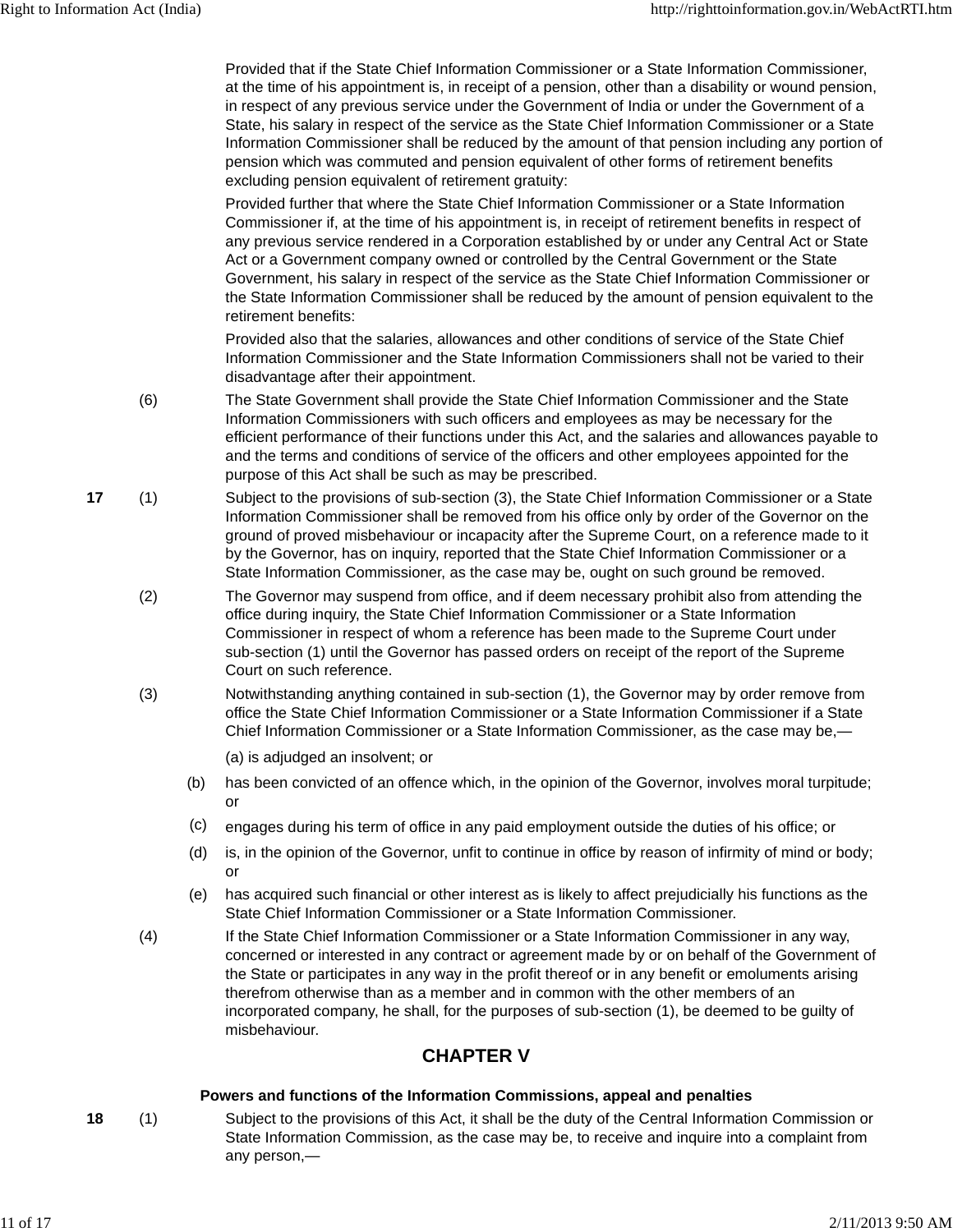Provided that if the State Chief Information Commissioner or a State Information Commissioner, at the time of his appointment is, in receipt of a pension, other than a disability or wound pension, in respect of any previous service under the Government of India or under the Government of a State, his salary in respect of the service as the State Chief Information Commissioner or a State Information Commissioner shall be reduced by the amount of that pension including any portion of pension which was commuted and pension equivalent of other forms of retirement benefits excluding pension equivalent of retirement gratuity:

Provided further that where the State Chief Information Commissioner or a State Information Commissioner if, at the time of his appointment is, in receipt of retirement benefits in respect of any previous service rendered in a Corporation established by or under any Central Act or State Act or a Government company owned or controlled by the Central Government or the State Government, his salary in respect of the service as the State Chief Information Commissioner or the State Information Commissioner shall be reduced by the amount of pension equivalent to the retirement benefits:

Provided also that the salaries, allowances and other conditions of service of the State Chief Information Commissioner and the State Information Commissioners shall not be varied to their disadvantage after their appointment.

(6) The State Government shall provide the State Chief Information Commissioner and the State Information Commissioners with such officers and employees as may be necessary for the efficient performance of their functions under this Act, and the salaries and allowances payable to and the terms and conditions of service of the officers and other employees appointed for the purpose of this Act shall be such as may be prescribed.

**17** (1) Subject to the provisions of sub-section (3), the State Chief Information Commissioner or a State Information Commissioner shall be removed from his office only by order of the Governor on the ground of proved misbehaviour or incapacity after the Supreme Court, on a reference made to it by the Governor, has on inquiry, reported that the State Chief Information Commissioner or a State Information Commissioner, as the case may be, ought on such ground be removed.

(2) The Governor may suspend from office, and if deem necessary prohibit also from attending the office during inquiry, the State Chief Information Commissioner or a State Information Commissioner in respect of whom a reference has been made to the Supreme Court under sub-section (1) until the Governor has passed orders on receipt of the report of the Supreme Court on such reference.

(3) Notwithstanding anything contained in sub-section (1), the Governor may by order remove from office the State Chief Information Commissioner or a State Information Commissioner if a State Chief Information Commissioner or a State Information Commissioner, as the case may be,—

(a) is adjudged an insolvent; or

(b) has been convicted of an offence which, in the opinion of the Governor, involves moral turpitude; or

(c) engages during his term of office in any paid employment outside the duties of his office; or

(d) is, in the opinion of the Governor, unfit to continue in office by reason of infirmity of mind or body; or

(e) has acquired such financial or other interest as is likely to affect prejudicially his functions as the State Chief Information Commissioner or a State Information Commissioner.

(4) If the State Chief Information Commissioner or a State Information Commissioner in any way, concerned or interested in any contract or agreement made by or on behalf of the Government of the State or participates in any way in the profit thereof or in any benefit or emoluments arising therefrom otherwise than as a member and in common with the other members of an incorporated company, he shall, for the purposes of sub-section (1), be deemed to be guilty of misbehaviour.

## CHAPTER V

### Powers and functions of the Information Commissions, appeal and penalties

**18** (1) Subject to the provisions of this Act, it shall be the duty of the Central Information Commission or State Information Commission, as the case may be, to receive and inquire into a complaint from any person,—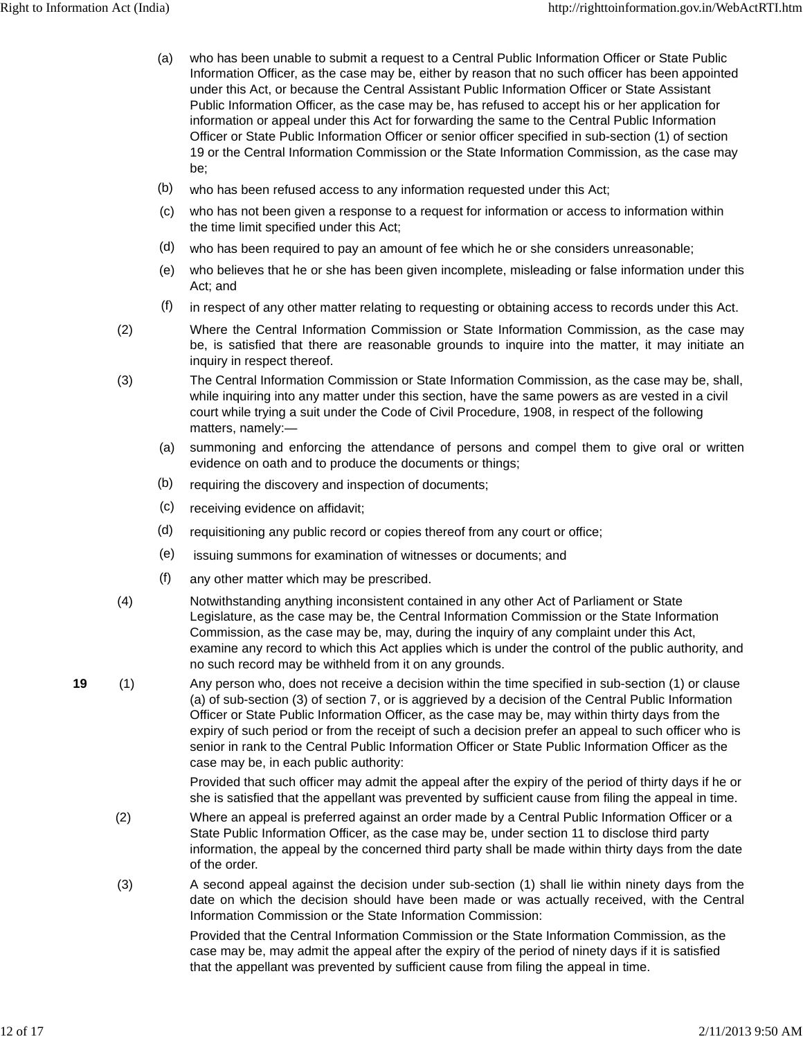(a) who has been unable to submit a request to a Central Public Information Officer or State Public Information Officer, as the case may be, either by reason that no such officer has been appointed under this Act, or because the Central Assistant Public Information Officer or State Assistant Public Information Officer, as the case may be, has refused to accept his or her application for information or appeal under this Act for forwarding the same to the Central Public Information Officer or State Public Information Officer or senior officer specified in sub-section (1) of section 19 or the Central Information Commission or the State Information Commission, as the case may be;

(b) who has been refused access to any information requested under this Act;

(c) who has not been given a response to a request for information or access to information within the time limit specified under this Act;

(d) who has been required to pay an amount of fee which he or she considers unreasonable;

(e) who believes that he or she has been given incomplete, misleading or false information under this Act; and

(f) in respect of any other matter relating to requesting or obtaining access to records under this Act.

(2) Where the Central Information Commission or State Information Commission, as the case may be, is satisfied that there are reasonable grounds to inquire into the matter, it may initiate an inquiry in respect thereof.

(3) The Central Information Commission or State Information Commission, as the case may be, shall, while inquiring into any matter under this section, have the same powers as are vested in a civil court while trying a suit under the Code of Civil Procedure, 1908, in respect of the following matters, namely:—

(a) summoning and enforcing the attendance of persons and compel them to give oral or written evidence on oath and to produce the documents or things;

(b) requiring the discovery and inspection of documents;

(c) receiving evidence on affidavit;

(d) requisitioning any public record or copies thereof from any court or office;

(e) issuing summons for examination of witnesses or documents; and

(f) any other matter which may be prescribed.

(4) Notwithstanding anything inconsistent contained in any other Act of Parliament or State Legislature, as the case may be, the Central Information Commission or the State Information Commission, as the case may be, may, during the inquiry of any complaint under this Act, examine any record to which this Act applies which is under the control of the public authority, and no such record may be withheld from it on any grounds.

**19** (1) Any person who, does not receive a decision within the time specified in sub-section (1) or clause (a) of sub-section (3) of section 7, or is aggrieved by a decision of the Central Public Information Officer or State Public Information Officer, as the case may be, may within thirty days from the expiry of such period or from the receipt of such a decision prefer an appeal to such officer who is senior in rank to the Central Public Information Officer or State Public Information Officer as the case may be, in each public authority:

Provided that such officer may admit the appeal after the expiry of the period of thirty days if he or she is satisfied that the appellant was prevented by sufficient cause from filing the appeal in time.

(2) Where an appeal is preferred against an order made by a Central Public Information Officer or a State Public Information Officer, as the case may be, under section 11 to disclose third party information, the appeal by the concerned third party shall be made within thirty days from the date of the order.

(3) A second appeal against the decision under sub-section (1) shall lie within ninety days from the date on which the decision should have been made or was actually received, with the Central Information Commission or the State Information Commission:

Provided that the Central Information Commission or the State Information Commission, as the case may be, may admit the appeal after the expiry of the period of ninety days if it is satisfied that the appellant was prevented by sufficient cause from filing the appeal in time.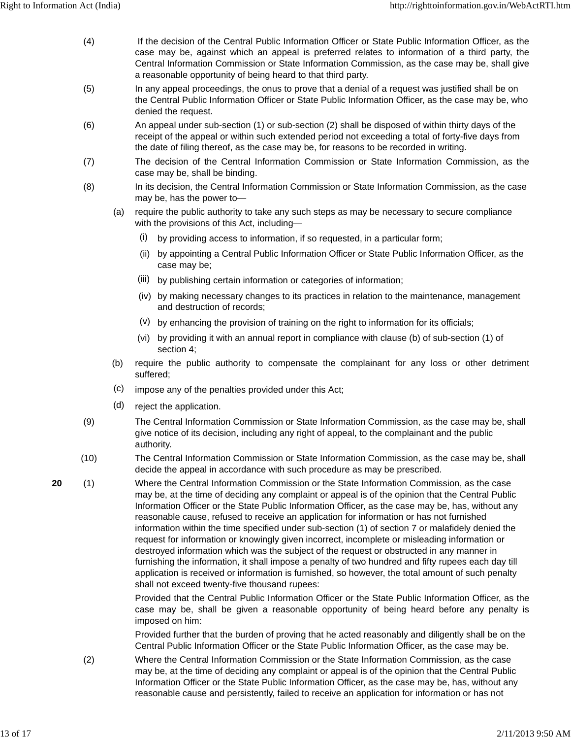(4) If the decision of the Central Public Information Officer or State Public Information Officer, as the case may be, against which an appeal is preferred relates to information of a third party, the Central Information Commission or State Information Commission, as the case may be, shall give a reasonable opportunity of being heard to that third party.

(5) In any appeal proceedings, the onus to prove that a denial of a request was justified shall be on the Central Public Information Officer or State Public Information Officer, as the case may be, who denied the request.

(6) An appeal under sub-section (1) or sub-section (2) shall be disposed of within thirty days of the receipt of the appeal or within such extended period not exceeding a total of forty-five days from the date of filing thereof, as the case may be, for reasons to be recorded in writing.

(7) The decision of the Central Information Commission or State Information Commission, as the case may be, shall be binding.

(8) In its decision, the Central Information Commission or State Information Commission, as the case may be, has the power to—

- (a) require the public authority to take any such steps as may be necessary to secure compliance with the provisions of this Act, including—
  - (i) by providing access to information, if so requested, in a particular form;
  - (ii) by appointing a Central Public Information Officer or State Public Information Officer, as the case may be;
  - (iii) by publishing certain information or categories of information;
  - (iv) by making necessary changes to its practices in relation to the maintenance, management and destruction of records;
  - (v) by enhancing the provision of training on the right to information for its officials;
  - (vi) by providing it with an annual report in compliance with clause (b) of sub-section (1) of section 4;
- (b) require the public authority to compensate the complainant for any loss or other detriment suffered;
- (c) impose any of the penalties provided under this Act;
- (d) reject the application.

(9) The Central Information Commission or State Information Commission, as the case may be, shall give notice of its decision, including any right of appeal, to the complainant and the public authority.

(10) The Central Information Commission or State Information Commission, as the case may be, shall decide the appeal in accordance with such procedure as may be prescribed.

**20** (1) Where the Central Information Commission or the State Information Commission, as the case may be, at the time of deciding any complaint or appeal is of the opinion that the Central Public Information Officer or the State Public Information Officer, as the case may be, has, without any reasonable cause, refused to receive an application for information or has not furnished information within the time specified under sub-section (1) of section 7 or malafidely denied the request for information or knowingly given incorrect, incomplete or misleading information or destroyed information which was the subject of the request or obstructed in any manner in furnishing the information, it shall impose a penalty of two hundred and fifty rupees each day till application is received or information is furnished, so however, the total amount of such penalty shall not exceed twenty-five thousand rupees:

Provided that the Central Public Information Officer or the State Public Information Officer, as the case may be, shall be given a reasonable opportunity of being heard before any penalty is imposed on him:

Provided further that the burden of proving that he acted reasonably and diligently shall be on the Central Public Information Officer or the State Public Information Officer, as the case may be.

(2) Where the Central Information Commission or the State Information Commission, as the case may be, at the time of deciding any complaint or appeal is of the opinion that the Central Public Information Officer or the State Public Information Officer, as the case may be, has, without any reasonable cause and persistently, failed to receive an application for information or has not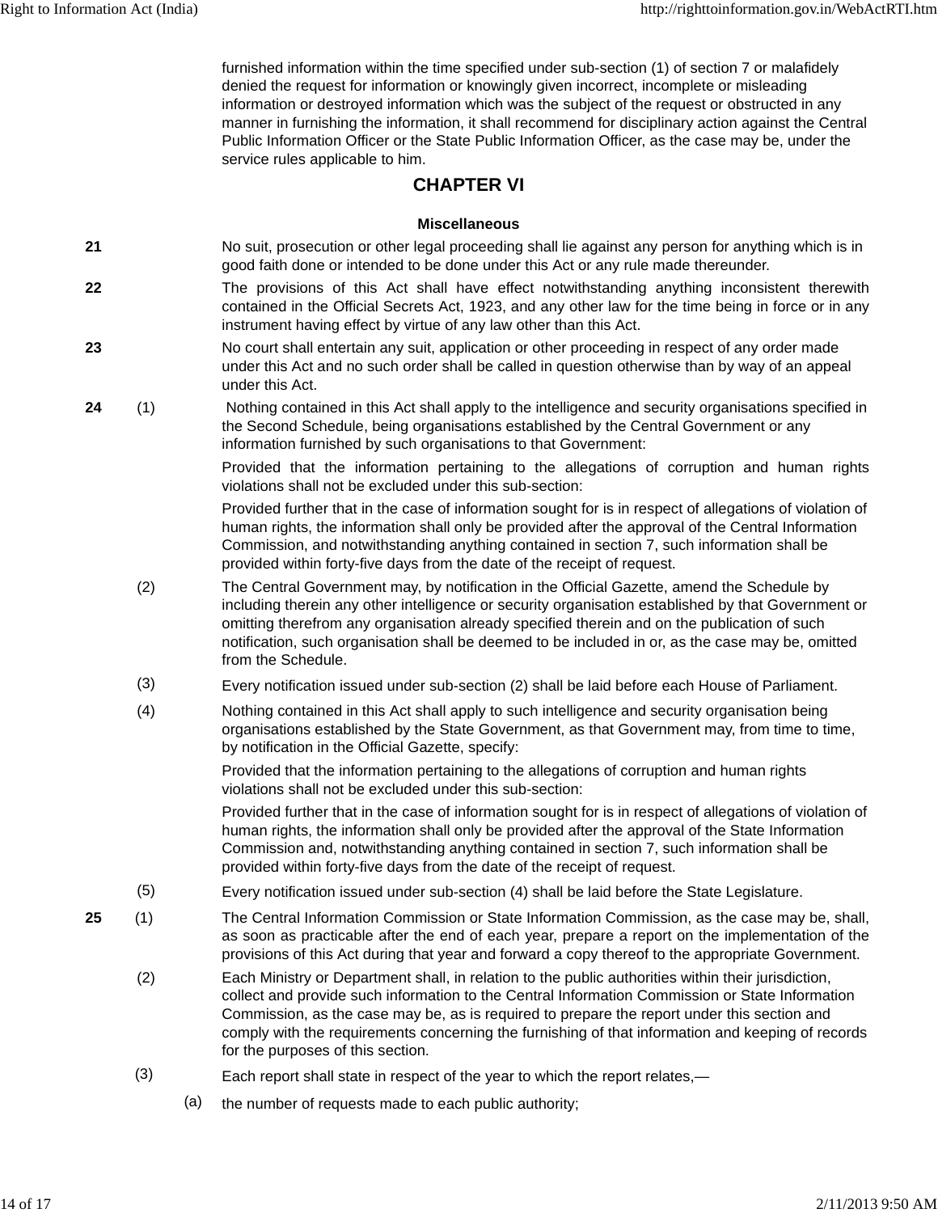furnished information within the time specified under sub-section (1) of section 7 or malafidely denied the request for information or knowingly given incorrect, incomplete or misleading information or destroyed information which was the subject of the request or obstructed in any manner in furnishing the information, it shall recommend for disciplinary action against the Central Public Information Officer or the State Public Information Officer, as the case may be, under the service rules applicable to him.

## CHAPTER VI

### Miscellaneous

**21** No suit, prosecution or other legal proceeding shall lie against any person for anything which is in good faith done or intended to be done under this Act or any rule made thereunder.

**22** The provisions of this Act shall have effect notwithstanding anything inconsistent therewith contained in the Official Secrets Act, 1923, and any other law for the time being in force or in any instrument having effect by virtue of any law other than this Act.

**23** No court shall entertain any suit, application or other proceeding in respect of any order made under this Act and no such order shall be called in question otherwise than by way of an appeal under this Act.

**24** (1) Nothing contained in this Act shall apply to the intelligence and security organisations specified in the Second Schedule, being organisations established by the Central Government or any information furnished by such organisations to that Government:

Provided that the information pertaining to the allegations of corruption and human rights violations shall not be excluded under this sub-section:

Provided further that in the case of information sought for is in respect of allegations of violation of human rights, the information shall only be provided after the approval of the Central Information Commission, and notwithstanding anything contained in section 7, such information shall be provided within forty-five days from the date of the receipt of request.

(2) The Central Government may, by notification in the Official Gazette, amend the Schedule by including therein any other intelligence or security organisation established by that Government or omitting therefrom any organisation already specified therein and on the publication of such notification, such organisation shall be deemed to be included in or, as the case may be, omitted from the Schedule.

(3) Every notification issued under sub-section (2) shall be laid before each House of Parliament.

(4) Nothing contained in this Act shall apply to such intelligence and security organisation being organisations established by the State Government, as that Government may, from time to time, by notification in the Official Gazette, specify:

Provided that the information pertaining to the allegations of corruption and human rights violations shall not be excluded under this sub-section:

Provided further that in the case of information sought for is in respect of allegations of violation of human rights, the information shall only be provided after the approval of the State Information Commission and, notwithstanding anything contained in section 7, such information shall be provided within forty-five days from the date of the receipt of request.

(5) Every notification issued under sub-section (4) shall be laid before the State Legislature.

**25** (1) The Central Information Commission or State Information Commission, as the case may be, shall, as soon as practicable after the end of each year, prepare a report on the implementation of the provisions of this Act during that year and forward a copy thereof to the appropriate Government.

(2) Each Ministry or Department shall, in relation to the public authorities within their jurisdiction, collect and provide such information to the Central Information Commission or State Information Commission, as the case may be, as is required to prepare the report under this section and comply with the requirements concerning the furnishing of that information and keeping of records for the purposes of this section.

(3) Each report shall state in respect of the year to which the report relates,—

(a) the number of requests made to each public authority;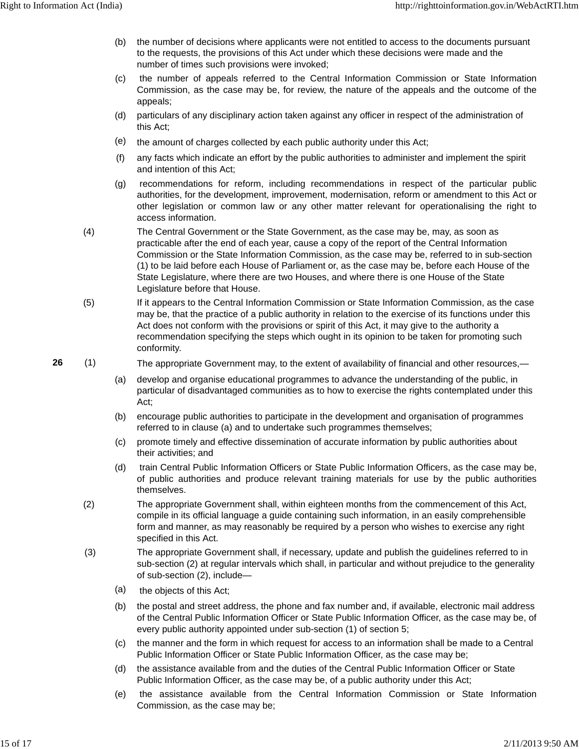(b) the number of decisions where applicants were not entitled to access to the documents pursuant to the requests, the provisions of this Act under which these decisions were made and the number of times such provisions were invoked;

(c) the number of appeals referred to the Central Information Commission or State Information Commission, as the case may be, for review, the nature of the appeals and the outcome of the appeals;

(d) particulars of any disciplinary action taken against any officer in respect of the administration of this Act;

(e) the amount of charges collected by each public authority under this Act;

(f) any facts which indicate an effort by the public authorities to administer and implement the spirit and intention of this Act;

(g) recommendations for reform, including recommendations in respect of the particular public authorities, for the development, improvement, modernisation, reform or amendment to this Act or other legislation or common law or any other matter relevant for operationalising the right to access information.

(4) The Central Government or the State Government, as the case may be, may, as soon as practicable after the end of each year, cause a copy of the report of the Central Information Commission or the State Information Commission, as the case may be, referred to in sub-section (1) to be laid before each House of Parliament or, as the case may be, before each House of the State Legislature, where there are two Houses, and where there is one House of the State Legislature before that House.

(5) If it appears to the Central Information Commission or State Information Commission, as the case may be, that the practice of a public authority in relation to the exercise of its functions under this Act does not conform with the provisions or spirit of this Act, it may give to the authority a recommendation specifying the steps which ought in its opinion to be taken for promoting such conformity.

**26** (1) The appropriate Government may, to the extent of availability of financial and other resources,—

(a) develop and organise educational programmes to advance the understanding of the public, in particular of disadvantaged communities as to how to exercise the rights contemplated under this Act;

(b) encourage public authorities to participate in the development and organisation of programmes referred to in clause (a) and to undertake such programmes themselves;

(c) promote timely and effective dissemination of accurate information by public authorities about their activities; and

(d) train Central Public Information Officers or State Public Information Officers, as the case may be, of public authorities and produce relevant training materials for use by the public authorities themselves.

(2) The appropriate Government shall, within eighteen months from the commencement of this Act, compile in its official language a guide containing such information, in an easily comprehensible form and manner, as may reasonably be required by a person who wishes to exercise any right specified in this Act.

(3) The appropriate Government shall, if necessary, update and publish the guidelines referred to in sub-section (2) at regular intervals which shall, in particular and without prejudice to the generality of sub-section (2), include—

(a) the objects of this Act;

(b) the postal and street address, the phone and fax number and, if available, electronic mail address of the Central Public Information Officer or State Public Information Officer, as the case may be, of every public authority appointed under sub-section (1) of section 5;

(c) the manner and the form in which request for access to an information shall be made to a Central Public Information Officer or State Public Information Officer, as the case may be;

(d) the assistance available from and the duties of the Central Public Information Officer or State Public Information Officer, as the case may be, of a public authority under this Act;

(e) the assistance available from the Central Information Commission or State Information Commission, as the case may be;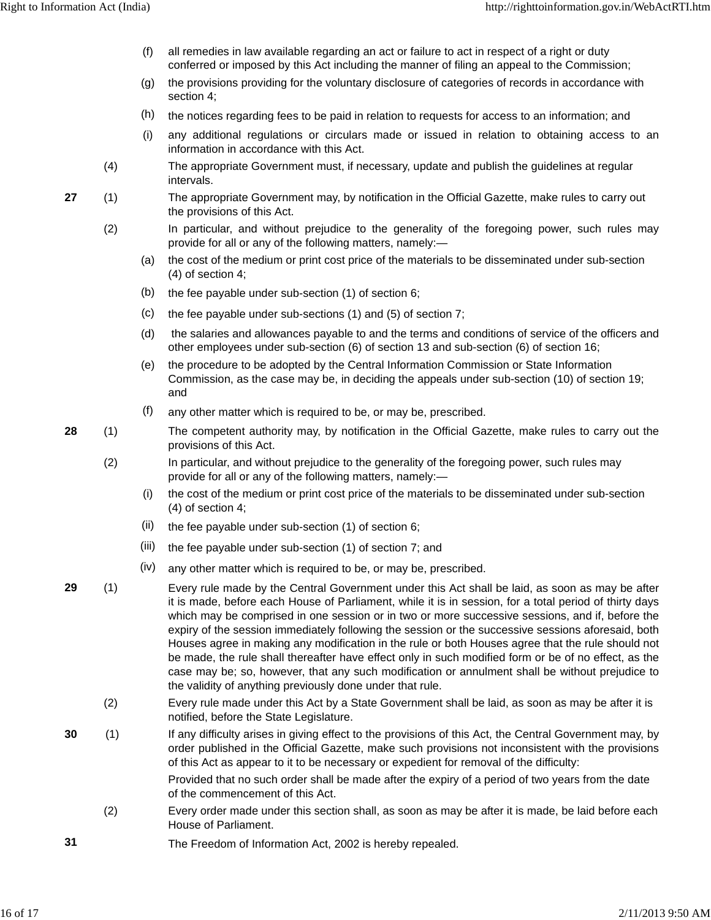(f) all remedies in law available regarding an act or failure to act in respect of a right or duty conferred or imposed by this Act including the manner of filing an appeal to the Commission;

(g) the provisions providing for the voluntary disclosure of categories of records in accordance with section 4;

(h) the notices regarding fees to be paid in relation to requests for access to an information; and

(i) any additional regulations or circulars made or issued in relation to obtaining access to an information in accordance with this Act.

(4) The appropriate Government must, if necessary, update and publish the guidelines at regular intervals.

**27** (1) The appropriate Government may, by notification in the Official Gazette, make rules to carry out the provisions of this Act.

(2) In particular, and without prejudice to the generality of the foregoing power, such rules may provide for all or any of the following matters, namely:—

(a) the cost of the medium or print cost price of the materials to be disseminated under sub-section (4) of section 4;

(b) the fee payable under sub-section (1) of section 6;

(c) the fee payable under sub-sections (1) and (5) of section 7;

(d) the salaries and allowances payable to and the terms and conditions of service of the officers and other employees under sub-section (6) of section 13 and sub-section (6) of section 16;

(e) the procedure to be adopted by the Central Information Commission or State Information Commission, as the case may be, in deciding the appeals under sub-section (10) of section 19; and

(f) any other matter which is required to be, or may be, prescribed.

**28** (1) The competent authority may, by notification in the Official Gazette, make rules to carry out the provisions of this Act.

(2) In particular, and without prejudice to the generality of the foregoing power, such rules may provide for all or any of the following matters, namely:—

(i) the cost of the medium or print cost price of the materials to be disseminated under sub-section (4) of section 4;

(ii) the fee payable under sub-section (1) of section 6;

(iii) the fee payable under sub-section (1) of section 7; and

(iv) any other matter which is required to be, or may be, prescribed.

**29** (1) Every rule made by the Central Government under this Act shall be laid, as soon as may be after it is made, before each House of Parliament, while it is in session, for a total period of thirty days which may be comprised in one session or in two or more successive sessions, and if, before the expiry of the session immediately following the session or the successive sessions aforesaid, both Houses agree in making any modification in the rule or both Houses agree that the rule should not be made, the rule shall thereafter have effect only in such modified form or be of no effect, as the case may be; so, however, that any such modification or annulment shall be without prejudice to the validity of anything previously done under that rule.

(2) Every rule made under this Act by a State Government shall be laid, as soon as may be after it is notified, before the State Legislature.

**30** (1) If any difficulty arises in giving effect to the provisions of this Act, the Central Government may, by order published in the Official Gazette, make such provisions not inconsistent with the provisions of this Act as appear to it to be necessary or expedient for removal of the difficulty:

Provided that no such order shall be made after the expiry of a period of two years from the date of the commencement of this Act.

(2) Every order made under this section shall, as soon as may be after it is made, be laid before each House of Parliament.

**31** The Freedom of Information Act, 2002 is hereby repealed.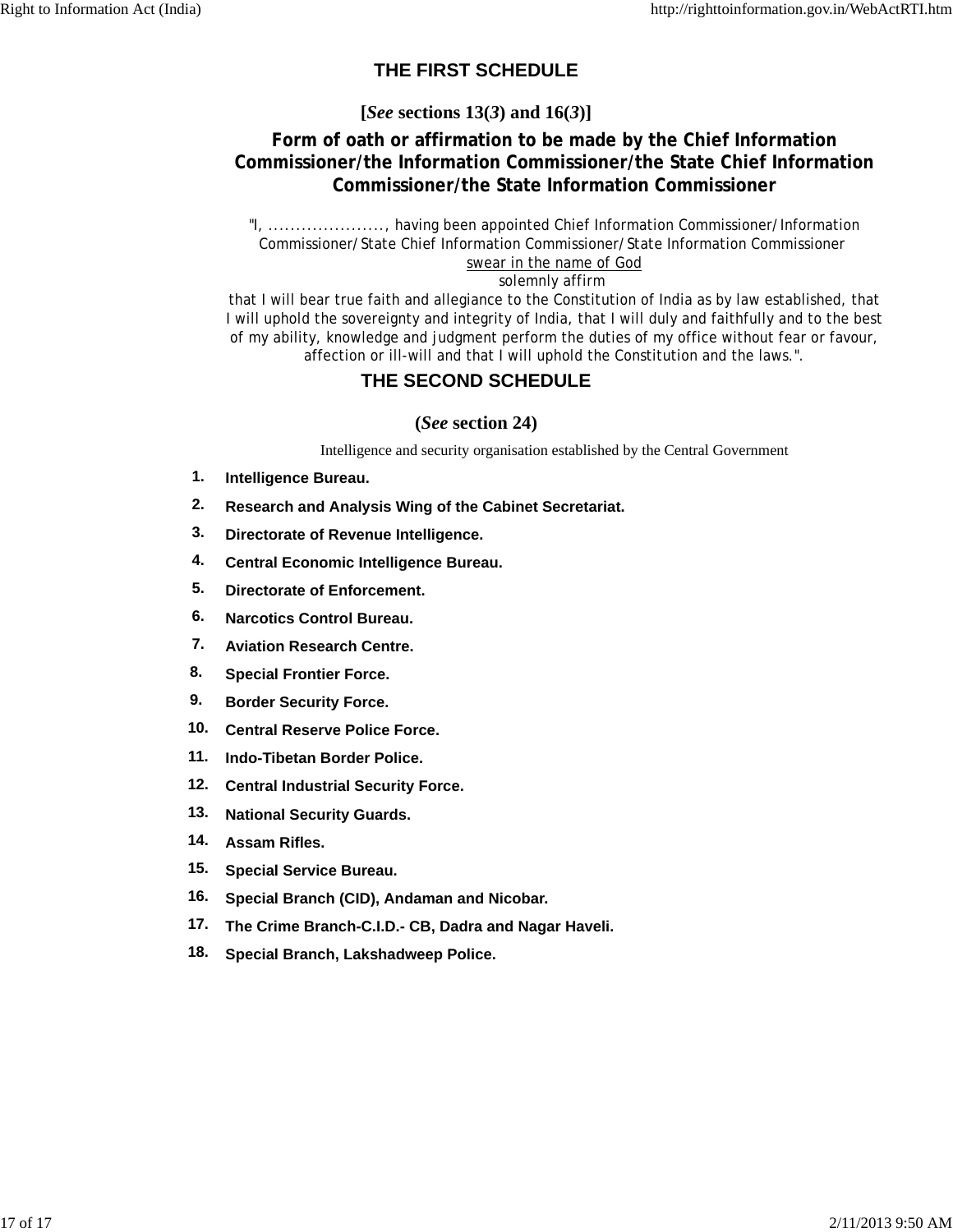## THE FIRST SCHEDULE

**[*See* sections 13(*3*) and 16(*3*)]**

### Form of oath or affirmation to be made by the Chief Information Commissioner/the Information Commissioner/the State Chief Information Commissioner/the State Information Commissioner

"I, ....................., having been appointed Chief Information Commissioner/Information Commissioner/State Chief Information Commissioner/State Information Commissioner

swear in the name of God  
solemnly affirm

that I will bear true faith and allegiance to the Constitution of India as by law established, that I will uphold the sovereignty and integrity of India, that I will duly and faithfully and to the best of my ability, knowledge and judgment perform the duties of my office without fear or favour, affection or ill-will and that I will uphold the Constitution and the laws.".

## THE SECOND SCHEDULE

**(*See* section 24)**

Intelligence and security organisation established by the Central Government

1. **Intelligence Bureau.**
2. **Research and Analysis Wing of the Cabinet Secretariat.**
3. **Directorate of Revenue Intelligence.**
4. **Central Economic Intelligence Bureau.**
5. **Directorate of Enforcement.**
6. **Narcotics Control Bureau.**
7. **Aviation Research Centre.**
8. **Special Frontier Force.**
9. **Border Security Force.**
10. **Central Reserve Police Force.**
11. **Indo-Tibetan Border Police.**
12. **Central Industrial Security Force.**
13. **National Security Guards.**
14. **Assam Rifles.**
15. **Special Service Bureau.**
16. **Special Branch (CID), Andaman and Nicobar.**
17. **The Crime Branch-C.I.D.- CB, Dadra and Nagar Haveli.**
18. **Special Branch, Lakshadweep Police.**